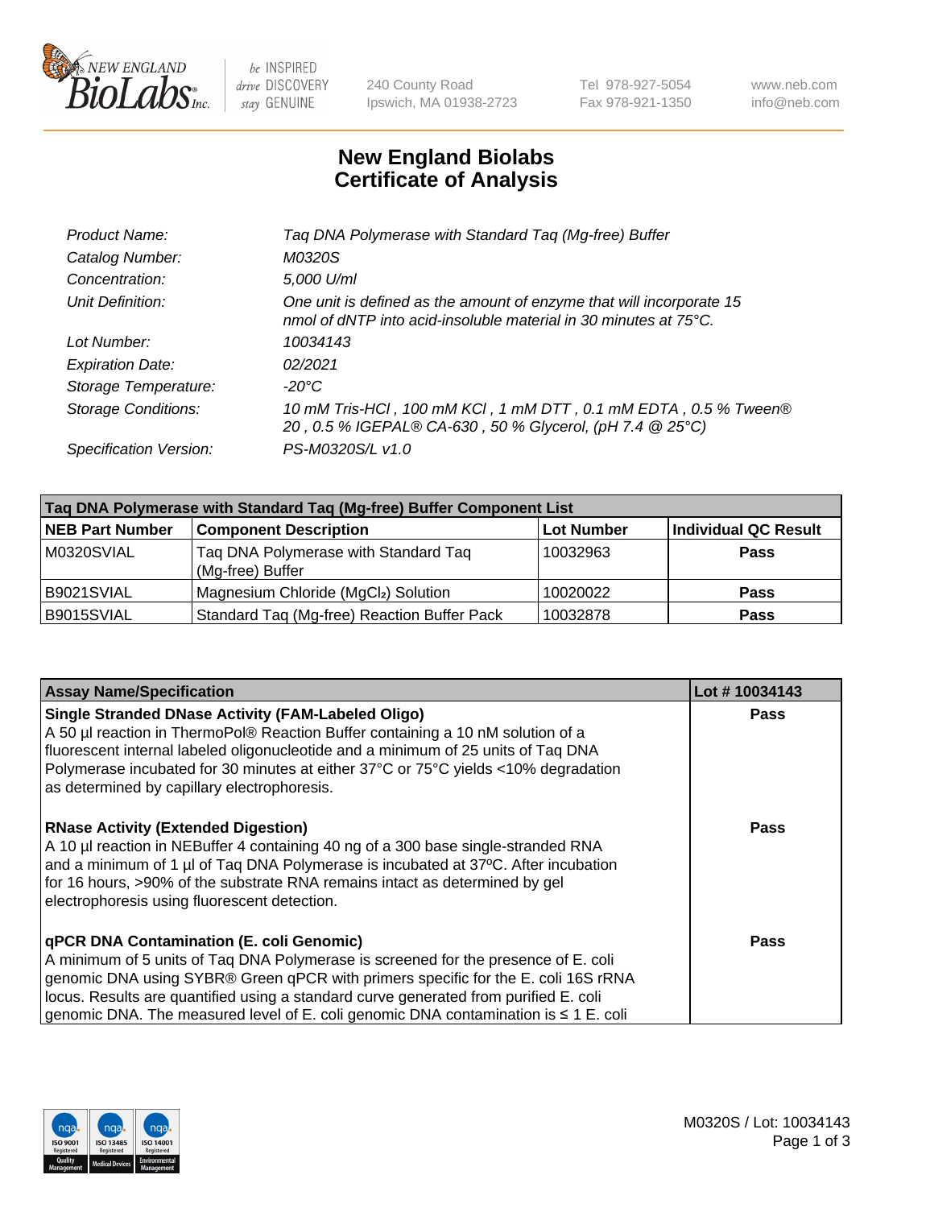# New England Biolabs
# Certificate of Analysis

| | |
|---|---|
| *Product Name:* | *Taq DNA Polymerase with Standard Taq (Mg-free) Buffer* |
| *Catalog Number:* | *M0320S* |
| *Concentration:* | *5,000 U/ml* |
| *Unit Definition:* | *One unit is defined as the amount of enzyme that will incorporate 15 nmol of dNTP into acid-insoluble material in 30 minutes at 75°C.* |
| *Lot Number:* | *10034143* |
| *Expiration Date:* | *02/2021* |
| *Storage Temperature:* | *-20°C* |
| *Storage Conditions:* | *10 mM Tris-HCl , 100 mM KCl , 1 mM DTT , 0.1 mM EDTA , 0.5 % Tween® 20 , 0.5 % IGEPAL® CA-630 , 50 % Glycerol, (pH 7.4 @ 25°C)* |
| *Specification Version:* | *PS-M0320S/L v1.0* |

| Taq DNA Polymerase with Standard Taq (Mg-free) Buffer Component List | | | |
|---|---|---|---|
| **NEB Part Number** | **Component Description** | **Lot Number** | **Individual QC Result** |
| M0320SVIAL | Taq DNA Polymerase with Standard Taq (Mg-free) Buffer | 10032963 | **Pass** |
| B9021SVIAL | Magnesium Chloride ($MgCl_2$) Solution | 10020022 | **Pass** |
| B9015SVIAL | Standard Taq (Mg-free) Reaction Buffer Pack | 10032878 | **Pass** |

| Assay Name/Specification | Lot # 10034143 |
|---|---|
| **Single Stranded DNase Activity (FAM-Labeled Oligo)** A 50 µl reaction in ThermoPol® Reaction Buffer containing a 10 nM solution of a fluorescent internal labeled oligonucleotide and a minimum of 25 units of Taq DNA Polymerase incubated for 30 minutes at either 37°C or 75°C yields <10% degradation as determined by capillary electrophoresis. | **Pass** |
| **RNase Activity (Extended Digestion)** A 10 µl reaction in NEBuffer 4 containing 40 ng of a 300 base single-stranded RNA and a minimum of 1 µl of Taq DNA Polymerase is incubated at 37ºC. After incubation for 16 hours, >90% of the substrate RNA remains intact as determined by gel electrophoresis using fluorescent detection. | **Pass** |
| **qPCR DNA Contamination (E. coli Genomic)** A minimum of 5 units of Taq DNA Polymerase is screened for the presence of E. coli genomic DNA using SYBR® Green qPCR with primers specific for the E. coli 16S rRNA locus. Results are quantified using a standard curve generated from purified E. coli genomic DNA. The measured level of E. coli genomic DNA contamination is ≤ 1 E. coli | **Pass** |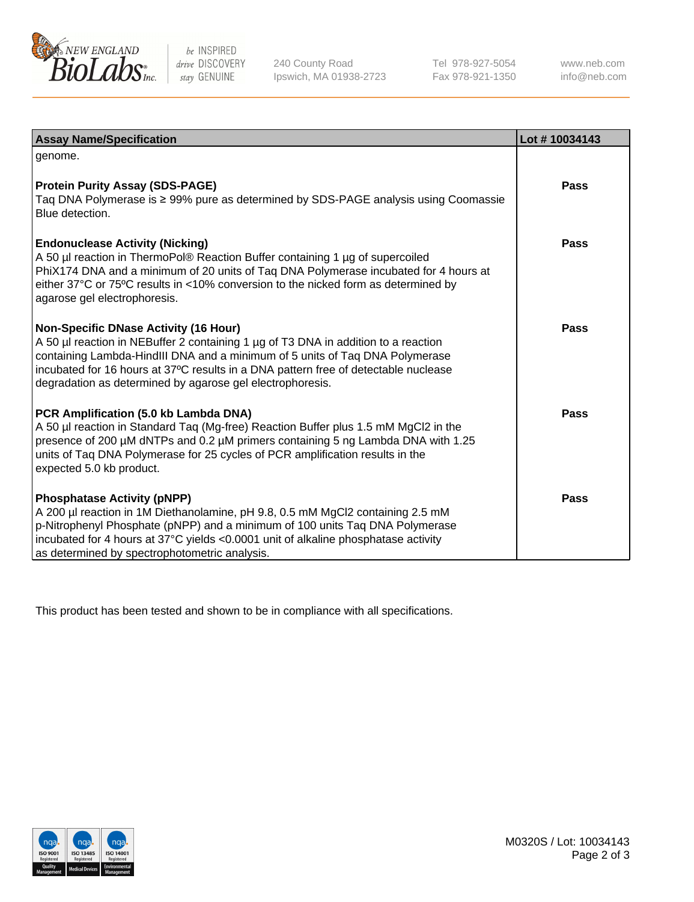| Assay Name/Specification | Lot # 10034143 |
| --- | --- |
| genome. | |
| **Protein Purity Assay (SDS-PAGE)**<br>Taq DNA Polymerase is ≥ 99% pure as determined by SDS-PAGE analysis using Coomassie Blue detection. | **Pass** |
| **Endonuclease Activity (Nicking)**<br>A 50 µl reaction in ThermoPol® Reaction Buffer containing 1 µg of supercoiled PhiX174 DNA and a minimum of 20 units of Taq DNA Polymerase incubated for 4 hours at either 37°C or 75ºC results in <10% conversion to the nicked form as determined by agarose gel electrophoresis. | **Pass** |
| **Non-Specific DNase Activity (16 Hour)**<br>A 50 µl reaction in NEBuffer 2 containing 1 µg of T3 DNA in addition to a reaction containing Lambda-HindIII DNA and a minimum of 5 units of Taq DNA Polymerase incubated for 16 hours at 37ºC results in a DNA pattern free of detectable nuclease degradation as determined by agarose gel electrophoresis. | **Pass** |
| **PCR Amplification (5.0 kb Lambda DNA)**<br>A 50 µl reaction in Standard Taq (Mg-free) Reaction Buffer plus 1.5 mM $MgCl_2$ in the presence of 200 µM dNTPs and 0.2 µM primers containing 5 ng Lambda DNA with 1.25 units of Taq DNA Polymerase for 25 cycles of PCR amplification results in the expected 5.0 kb product. | **Pass** |
| **Phosphatase Activity (pNPP)**<br>A 200 µl reaction in 1M Diethanolamine, pH 9.8, 0.5 mM $MgCl_2$ containing 2.5 mM p-Nitrophenyl Phosphate (pNPP) and a minimum of 100 units Taq DNA Polymerase incubated for 4 hours at 37°C yields <0.0001 unit of alkaline phosphatase activity as determined by spectrophotometric analysis. | **Pass** |

This product has been tested and shown to be in compliance with all specifications.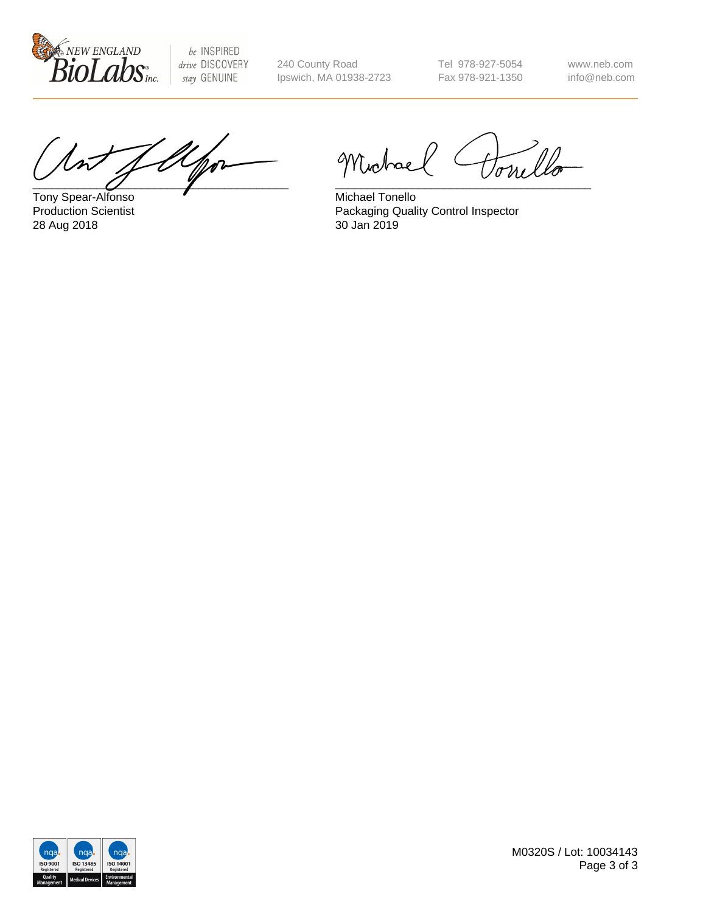NEW ENGLAND BioLabs Inc.

be INSPIRED
drive DISCOVERY
stay GENUINE

240 County Road
Ipswich, MA 01938-2723

Tel 978-927-5054
Fax 978-921-1350

www.neb.com
info@neb.com

Tony Spear-Alfonso
Production Scientist
28 Aug 2018

Michael Tonello
Packaging Quality Control Inspector
30 Jan 2019

M0320S / Lot: 10034143